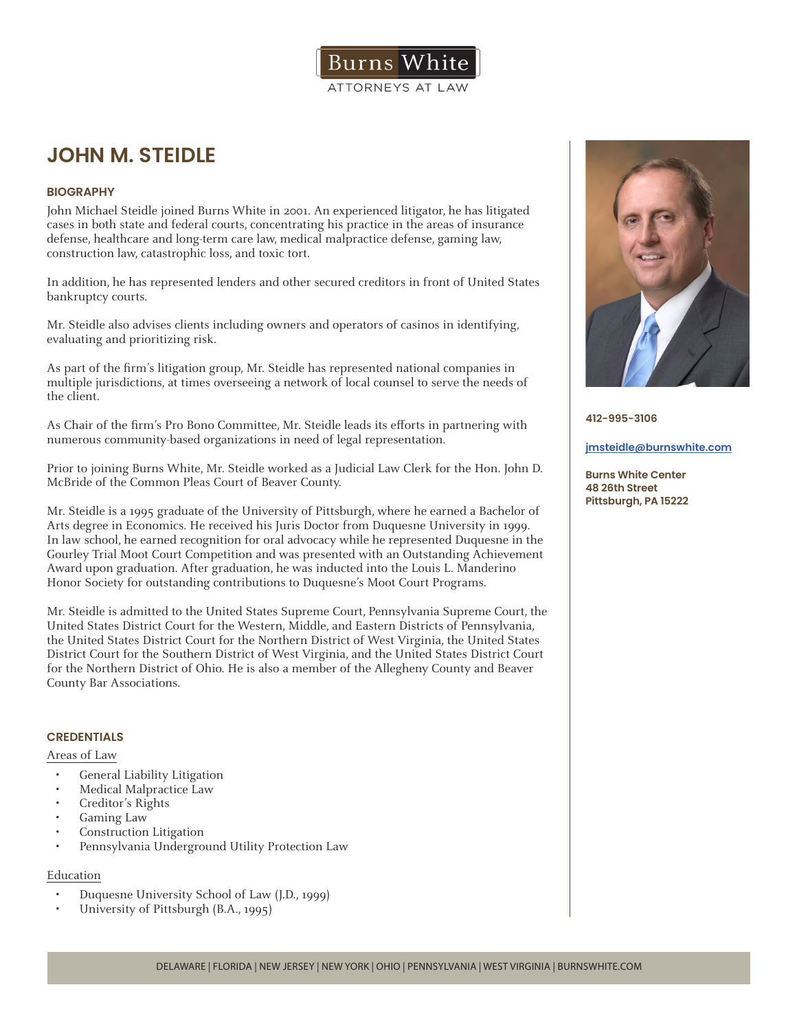Burns White
ATTORNEYS AT LAW

# JOHN M. STEIDLE

412-995-3106

jmsteidle@burnswhite.com

**Burns White Center**
**48 26th Street**
**Pittsburgh, PA 15222**

## BIOGRAPHY

John Michael Steidle joined Burns White in 2001. An experienced litigator, he has litigated cases in both state and federal courts, concentrating his practice in the areas of insurance defense, healthcare and long-term care law, medical malpractice defense, gaming law, construction law, catastrophic loss, and toxic tort.

In addition, he has represented lenders and other secured creditors in front of United States bankruptcy courts.

Mr. Steidle also advises clients including owners and operators of casinos in identifying, evaluating and prioritizing risk.

As part of the firm's litigation group, Mr. Steidle has represented national companies in multiple jurisdictions, at times overseeing a network of local counsel to serve the needs of the client.

As Chair of the firm's Pro Bono Committee, Mr. Steidle leads its efforts in partnering with numerous community-based organizations in need of legal representation.

Prior to joining Burns White, Mr. Steidle worked as a Judicial Law Clerk for the Hon. John D. McBride of the Common Pleas Court of Beaver County.

Mr. Steidle is a 1995 graduate of the University of Pittsburgh, where he earned a Bachelor of Arts degree in Economics. He received his Juris Doctor from Duquesne University in 1999. In law school, he earned recognition for oral advocacy while he represented Duquesne in the Gourley Trial Moot Court Competition and was presented with an Outstanding Achievement Award upon graduation. After graduation, he was inducted into the Louis L. Manderino Honor Society for outstanding contributions to Duquesne's Moot Court Programs.

Mr. Steidle is admitted to the United States Supreme Court, Pennsylvania Supreme Court, the United States District Court for the Western, Middle, and Eastern Districts of Pennsylvania, the United States District Court for the Northern District of West Virginia, the United States District Court for the Southern District of West Virginia, and the United States District Court for the Northern District of Ohio. He is also a member of the Allegheny County and Beaver County Bar Associations.

## CREDENTIALS

### Areas of Law

- General Liability Litigation
- Medical Malpractice Law
- Creditor's Rights
- Gaming Law
- Construction Litigation
- Pennsylvania Underground Utility Protection Law

### Education

- Duquesne University School of Law (J.D., 1999)
- University of Pittsburgh (B.A., 1995)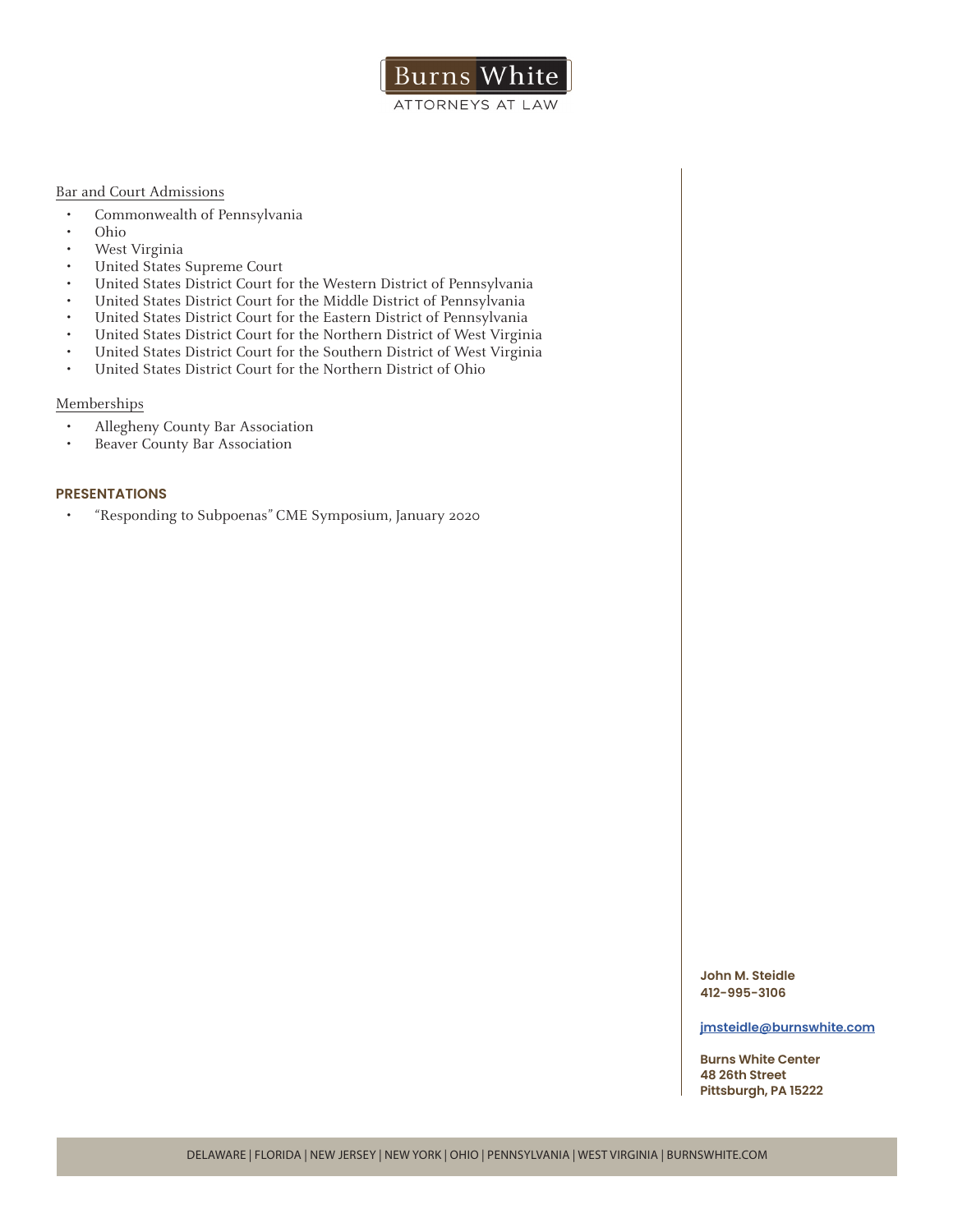Bar and Court Admissions

- Commonwealth of Pennsylvania
- Ohio
- West Virginia
- United States Supreme Court
- United States District Court for the Western District of Pennsylvania
- United States District Court for the Middle District of Pennsylvania
- United States District Court for the Eastern District of Pennsylvania
- United States District Court for the Northern District of West Virginia
- United States District Court for the Southern District of West Virginia
- United States District Court for the Northern District of Ohio

Memberships

- Allegheny County Bar Association
- Beaver County Bar Association

## PRESENTATIONS

- "Responding to Subpoenas" CME Symposium, January 2020

**John M. Steidle**
**412-995-3106**

**jmsteidle@burnswhite.com**

**Burns White Center**
**48 26th Street**
**Pittsburgh, PA 15222**